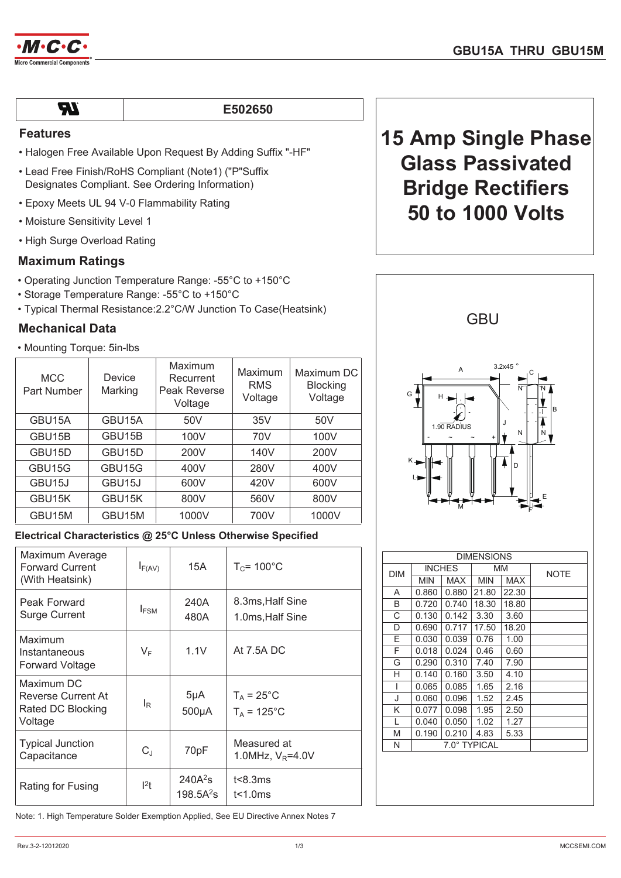# GBU15A THRU GBU15M

| UL | E502650 |
|---|---|

## Features

- Halogen Free Available Upon Request By Adding Suffix "-HF"
- Lead Free Finish/RoHS Compliant (Note1) ("P"Suffix Designates Compliant. See Ordering Information)
- Epoxy Meets UL 94 V-0 Flammability Rating
- Moisture Sensitivity Level 1
- High Surge Overload Rating

## Maximum Ratings

- Operating Junction Temperature Range: -55°C to +150°C
- Storage Temperature Range: -55°C to +150°C
- Typical Thermal Resistance:2.2°C/W Junction To Case(Heatsink)

## Mechanical Data

- Mounting Torque: 5in-lbs

| MCC Part Number | Device Marking | Maximum Recurrent Peak Reverse Voltage | Maximum RMS Voltage | Maximum DC Blocking Voltage |
|---|---|---|---|---|
| GBU15A | GBU15A | 50V | 35V | 50V |
| GBU15B | GBU15B | 100V | 70V | 100V |
| GBU15D | GBU15D | 200V | 140V | 200V |
| GBU15G | GBU15G | 400V | 280V | 400V |
| GBU15J | GBU15J | 600V | 420V | 600V |
| GBU15K | GBU15K | 800V | 560V | 800V |
| GBU15M | GBU15M | 1000V | 700V | 1000V |

### Electrical Characteristics @ 25°C Unless Otherwise Specified

| | | | |
|---|---|---|---|
| Maximum Average Forward Current (With Heatsink) | $I_{F(AV)}$ | 15A | $T_C$= 100°C |
| Peak Forward Surge Current | $I_{FSM}$ | 240A<br>480A | 8.3ms,Half Sine<br>1.0ms,Half Sine |
| Maximum Instantaneous Forward Voltage | $V_F$ | 1.1V | At 7.5A DC |
| Maximum DC Reverse Current At Rated DC Blocking Voltage | $I_R$ | 5μA<br>500μA | $T_A$ = 25°C<br>$T_A$ = 125°C |
| Typical Junction Capacitance | $C_J$ | 70pF | Measured at 1.0MHz, $V_R$=4.0V |
| Rating for Fusing | $I^2t$ | 240$A^2$s<br>198.5$A^2$s | t<8.3ms<br>t<1.0ms |

Note: 1. High Temperature Solder Exemption Applied, See EU Directive Annex Notes 7

# 15 Amp Single Phase Glass Passivated Bridge Rectifiers 50 to 1000 Volts

GBU

| DIM | INCHES | | MM | | NOTE |
|---|---|---|---|---|---|
| | MIN | MAX | MIN | MAX | |
| A | 0.860 | 0.880 | 21.80 | 22.30 | |
| B | 0.720 | 0.740 | 18.30 | 18.80 | |
| C | 0.130 | 0.142 | 3.30 | 3.60 | |
| D | 0.690 | 0.717 | 17.50 | 18.20 | |
| E | 0.030 | 0.039 | 0.76 | 1.00 | |
| F | 0.018 | 0.024 | 0.46 | 0.60 | |
| G | 0.290 | 0.310 | 7.40 | 7.90 | |
| H | 0.140 | 0.160 | 3.50 | 4.10 | |
| I | 0.065 | 0.085 | 1.65 | 2.16 | |
| J | 0.060 | 0.096 | 1.52 | 2.45 | |
| K | 0.077 | 0.098 | 1.95 | 2.50 | |
| L | 0.040 | 0.050 | 1.02 | 1.27 | |
| M | 0.190 | 0.210 | 4.83 | 5.33 | |
| N | 7.0° TYPICAL | | | | |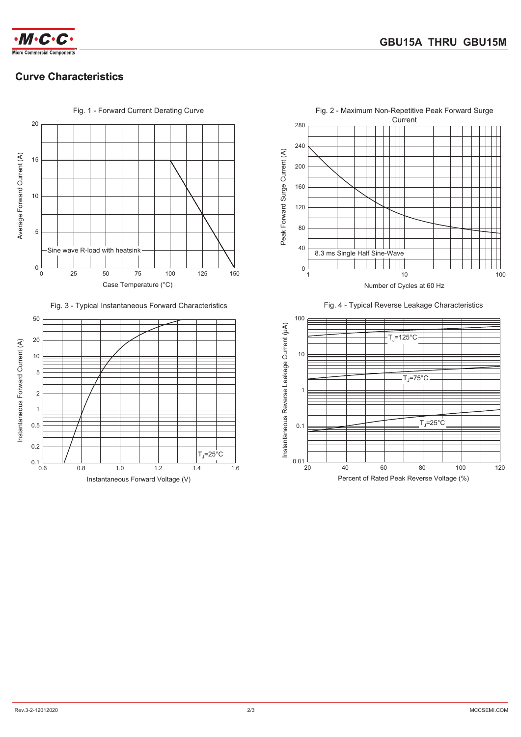## Curve Characteristics

Fig. 1 - Forward Current Derating Curve

Average Forward Current (A)

Sine wave R-load with heatsink

Case Temperature (°C)

Fig. 2 - Maximum Non-Repetitive Peak Forward Surge Current

Peak Forward Surge Current (A)

8.3 ms Single Half Sine-Wave

Number of Cycles at 60 Hz

Fig. 3 - Typical Instantaneous Forward Characteristics

Instantaneous Forward Current (A)

$T_J$=25°C

Instantaneous Forward Voltage (V)

Fig. 4 - Typical Reverse Leakage Characteristics

Instantaneous Reverse Leakage Current (μA)

$T_J$=125°C

$T_J$=75°C

$T_J$=25°C

Percent of Rated Peak Reverse Voltage (%)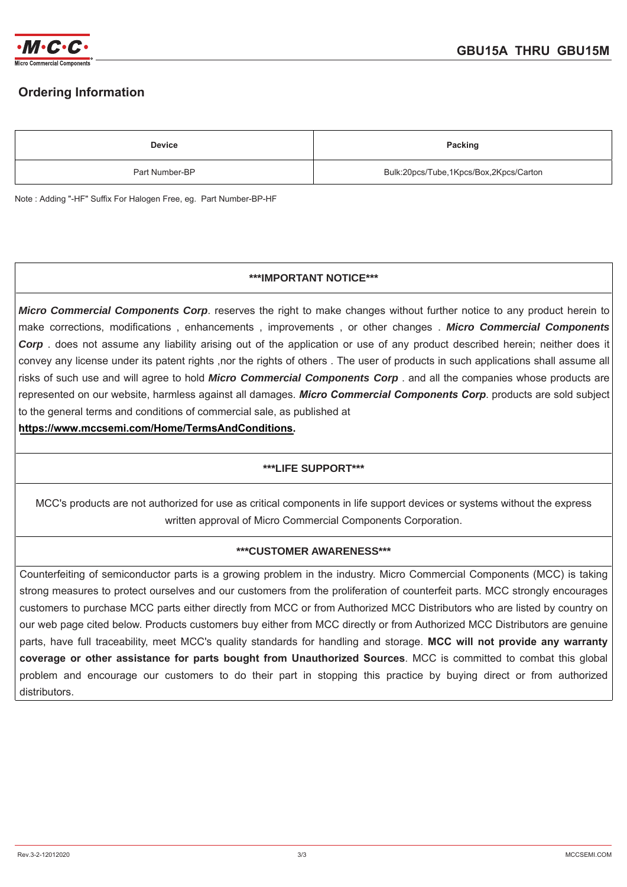## Ordering Information

| Device | Packing |
|---|---|
| Part Number-BP | Bulk:20pcs/Tube,1Kpcs/Box,2Kpcs/Carton |

Note : Adding "-HF" Suffix For Halogen Free, eg. Part Number-BP-HF

**\*\*\*IMPORTANT NOTICE\*\*\***

***Micro Commercial Components Corp***. reserves the right to make changes without further notice to any product herein to make corrections, modifications , enhancements , improvements , or other changes . ***Micro Commercial Components Corp*** . does not assume any liability arising out of the application or use of any product described herein; neither does it convey any license under its patent rights ,nor the rights of others . The user of products in such applications shall assume all risks of such use and will agree to hold ***Micro Commercial Components Corp*** . and all the companies whose products are represented on our website, harmless against all damages. ***Micro Commercial Components Corp***. products are sold subject to the general terms and conditions of commercial sale, as published at
**https://www.mccsemi.com/Home/TermsAndConditions.**

**\*\*\*LIFE SUPPORT\*\*\***

MCC's products are not authorized for use as critical components in life support devices or systems without the express written approval of Micro Commercial Components Corporation.

**\*\*\*CUSTOMER AWARENESS\*\*\***

Counterfeiting of semiconductor parts is a growing problem in the industry. Micro Commercial Components (MCC) is taking strong measures to protect ourselves and our customers from the proliferation of counterfeit parts. MCC strongly encourages customers to purchase MCC parts either directly from MCC or from Authorized MCC Distributors who are listed by country on our web page cited below. Products customers buy either from MCC directly or from Authorized MCC Distributors are genuine parts, have full traceability, meet MCC's quality standards for handling and storage. **MCC will not provide any warranty coverage or other assistance for parts bought from Unauthorized Sources**. MCC is committed to combat this global problem and encourage our customers to do their part in stopping this practice by buying direct or from authorized distributors.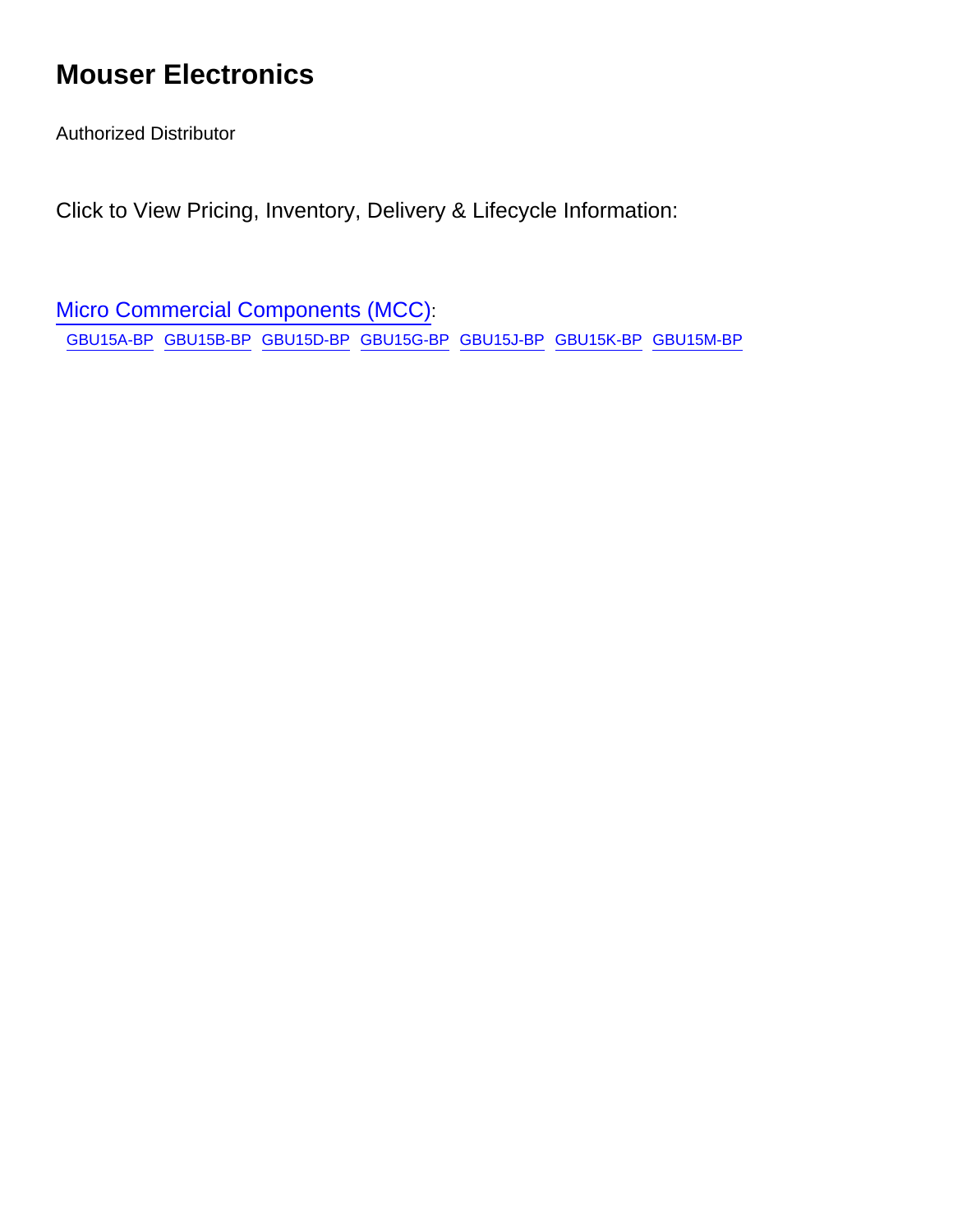# Mouser Electronics

Authorized Distributor

Click to View Pricing, Inventory, Delivery & Lifecycle Information:

Micro Commercial Components (MCC):

GBU15A-BP GBU15B-BP GBU15D-BP GBU15G-BP GBU15J-BP GBU15K-BP GBU15M-BP